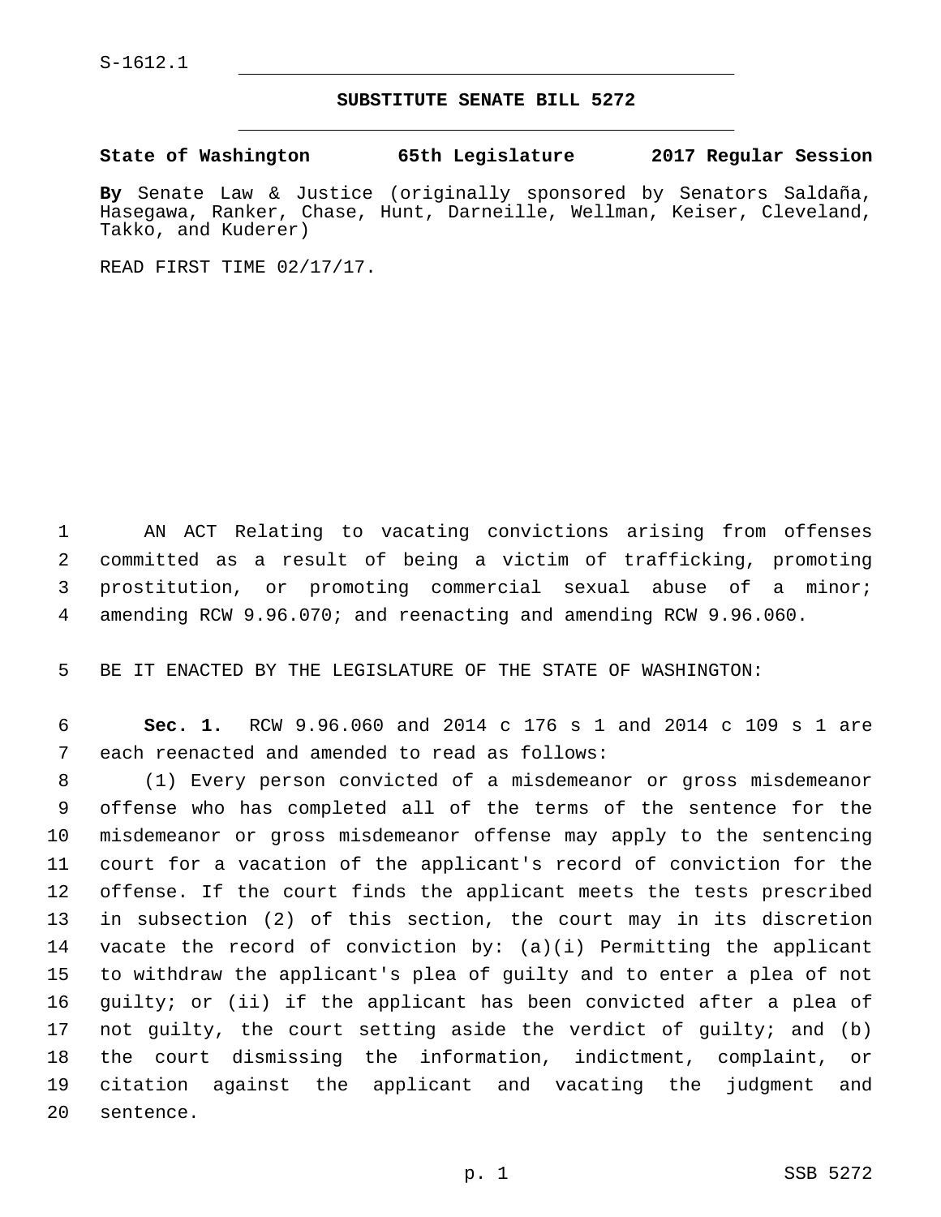S-1612.1

## SUBSTITUTE SENATE BILL 5272

**State of Washington 65th Legislature 2017 Regular Session**

**By** Senate Law & Justice (originally sponsored by Senators Saldaña, Hasegawa, Ranker, Chase, Hunt, Darneille, Wellman, Keiser, Cleveland, Takko, and Kuderer)

READ FIRST TIME 02/17/17.

AN ACT Relating to vacating convictions arising from offenses committed as a result of being a victim of trafficking, promoting prostitution, or promoting commercial sexual abuse of a minor; amending RCW 9.96.070; and reenacting and amending RCW 9.96.060.

BE IT ENACTED BY THE LEGISLATURE OF THE STATE OF WASHINGTON:

**Sec. 1.** RCW 9.96.060 and 2014 c 176 s 1 and 2014 c 109 s 1 are each reenacted and amended to read as follows:

(1) Every person convicted of a misdemeanor or gross misdemeanor offense who has completed all of the terms of the sentence for the misdemeanor or gross misdemeanor offense may apply to the sentencing court for a vacation of the applicant's record of conviction for the offense. If the court finds the applicant meets the tests prescribed in subsection (2) of this section, the court may in its discretion vacate the record of conviction by: (a)(i) Permitting the applicant to withdraw the applicant's plea of guilty and to enter a plea of not guilty; or (ii) if the applicant has been convicted after a plea of not guilty, the court setting aside the verdict of guilty; and (b) the court dismissing the information, indictment, complaint, or citation against the applicant and vacating the judgment and sentence.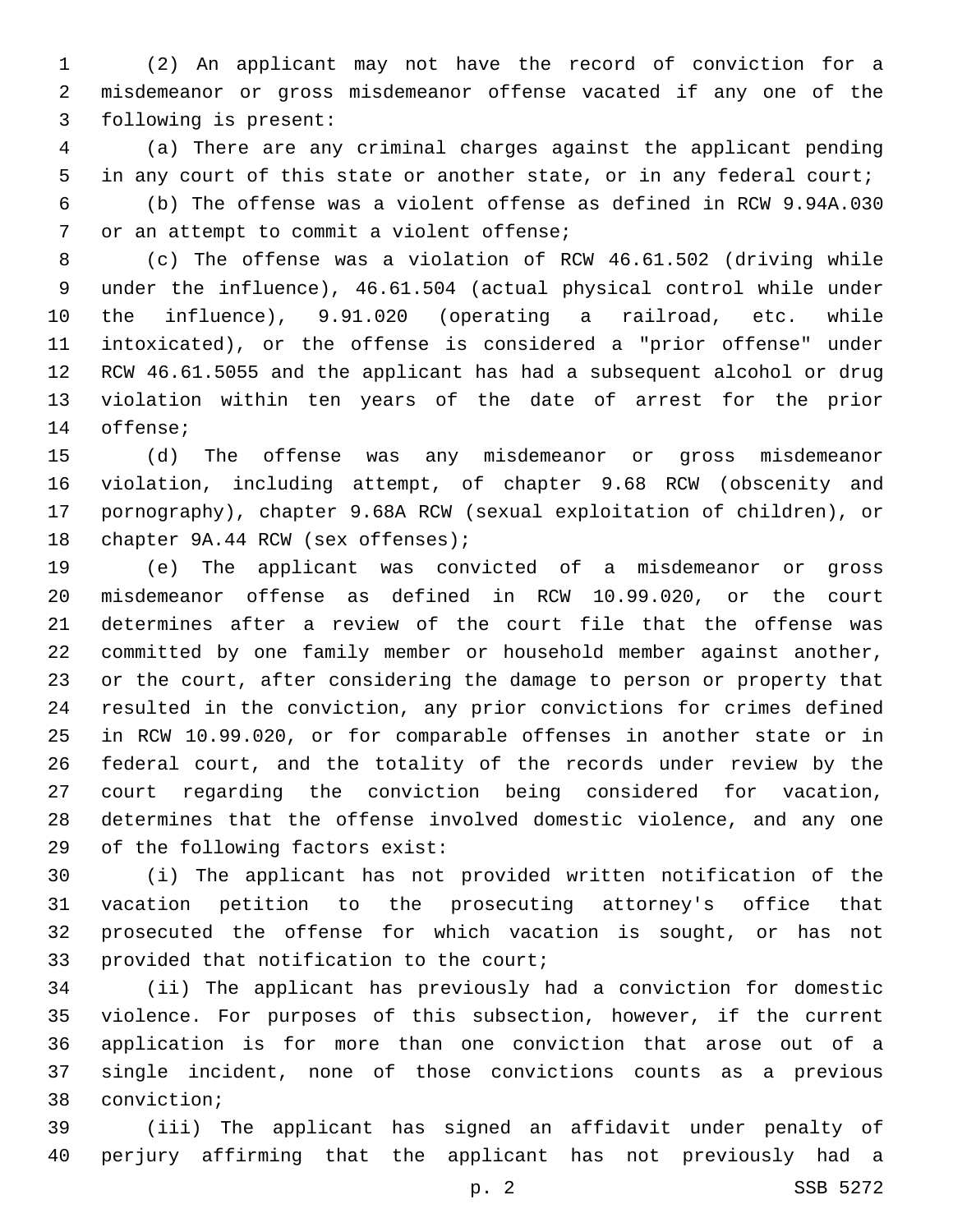(2) An applicant may not have the record of conviction for a misdemeanor or gross misdemeanor offense vacated if any one of the following is present:

(a) There are any criminal charges against the applicant pending in any court of this state or another state, or in any federal court;

(b) The offense was a violent offense as defined in RCW 9.94A.030 or an attempt to commit a violent offense;

(c) The offense was a violation of RCW 46.61.502 (driving while under the influence), 46.61.504 (actual physical control while under the influence), 9.91.020 (operating a railroad, etc. while intoxicated), or the offense is considered a "prior offense" under RCW 46.61.5055 and the applicant has had a subsequent alcohol or drug violation within ten years of the date of arrest for the prior offense;

(d) The offense was any misdemeanor or gross misdemeanor violation, including attempt, of chapter 9.68 RCW (obscenity and pornography), chapter 9.68A RCW (sexual exploitation of children), or chapter 9A.44 RCW (sex offenses);

(e) The applicant was convicted of a misdemeanor or gross misdemeanor offense as defined in RCW 10.99.020, or the court determines after a review of the court file that the offense was committed by one family member or household member against another, or the court, after considering the damage to person or property that resulted in the conviction, any prior convictions for crimes defined in RCW 10.99.020, or for comparable offenses in another state or in federal court, and the totality of the records under review by the court regarding the conviction being considered for vacation, determines that the offense involved domestic violence, and any one of the following factors exist:

(i) The applicant has not provided written notification of the vacation petition to the prosecuting attorney's office that prosecuted the offense for which vacation is sought, or has not provided that notification to the court;

(ii) The applicant has previously had a conviction for domestic violence. For purposes of this subsection, however, if the current application is for more than one conviction that arose out of a single incident, none of those convictions counts as a previous conviction;

(iii) The applicant has signed an affidavit under penalty of perjury affirming that the applicant has not previously had a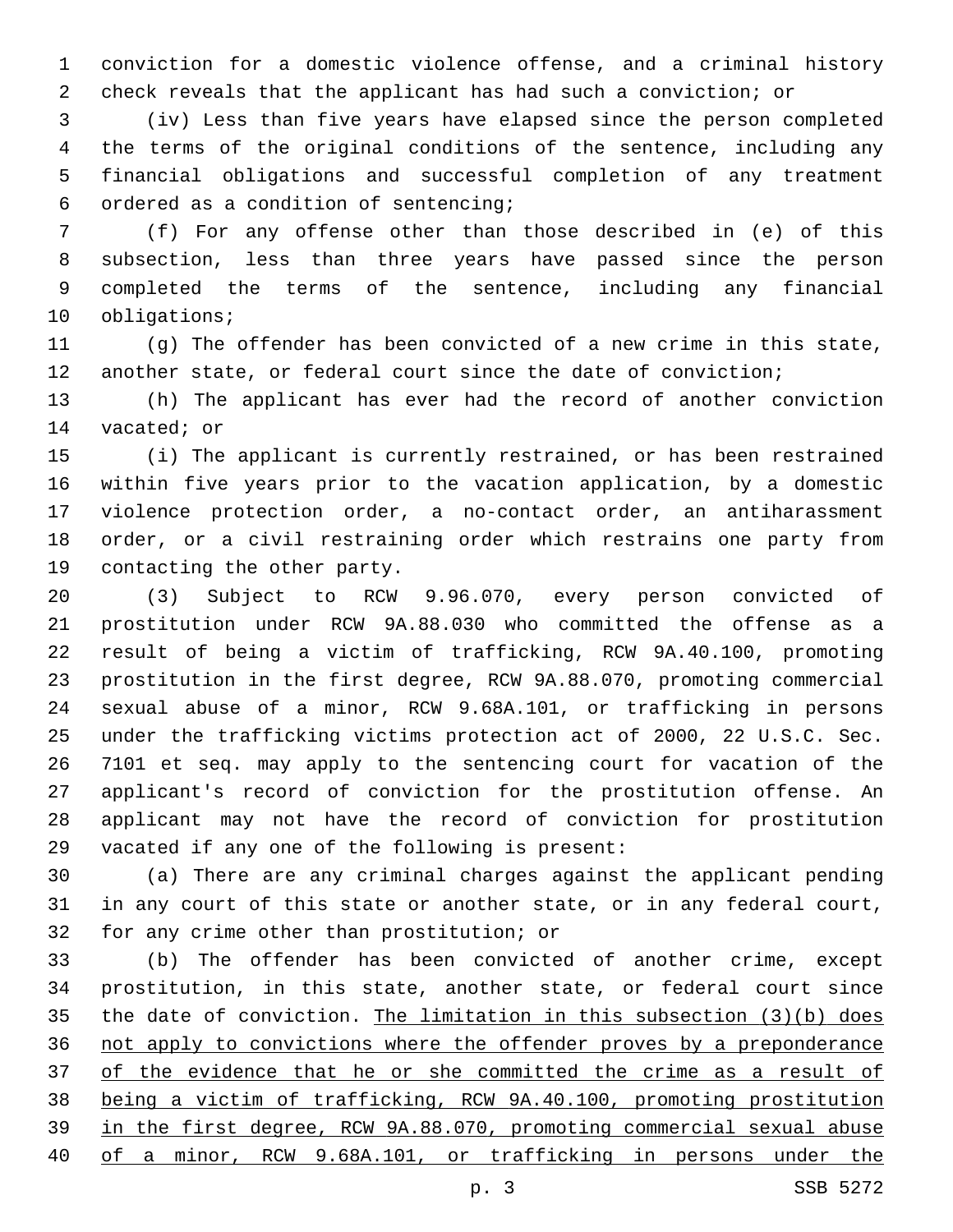conviction for a domestic violence offense, and a criminal history check reveals that the applicant has had such a conviction; or

(iv) Less than five years have elapsed since the person completed the terms of the original conditions of the sentence, including any financial obligations and successful completion of any treatment ordered as a condition of sentencing;

(f) For any offense other than those described in (e) of this subsection, less than three years have passed since the person completed the terms of the sentence, including any financial obligations;

(g) The offender has been convicted of a new crime in this state, another state, or federal court since the date of conviction;

(h) The applicant has ever had the record of another conviction vacated; or

(i) The applicant is currently restrained, or has been restrained within five years prior to the vacation application, by a domestic violence protection order, a no-contact order, an antiharassment order, or a civil restraining order which restrains one party from contacting the other party.

(3) Subject to RCW 9.96.070, every person convicted of prostitution under RCW 9A.88.030 who committed the offense as a result of being a victim of trafficking, RCW 9A.40.100, promoting prostitution in the first degree, RCW 9A.88.070, promoting commercial sexual abuse of a minor, RCW 9.68A.101, or trafficking in persons under the trafficking victims protection act of 2000, 22 U.S.C. Sec. 7101 et seq. may apply to the sentencing court for vacation of the applicant's record of conviction for the prostitution offense. An applicant may not have the record of conviction for prostitution vacated if any one of the following is present:

(a) There are any criminal charges against the applicant pending in any court of this state or another state, or in any federal court, for any crime other than prostitution; or

(b) The offender has been convicted of another crime, except prostitution, in this state, another state, or federal court since the date of conviction. <u>The limitation in this subsection (3)(b) does not apply to convictions where the offender proves by a preponderance of the evidence that he or she committed the crime as a result of being a victim of trafficking, RCW 9A.40.100, promoting prostitution in the first degree, RCW 9A.88.070, promoting commercial sexual abuse of a minor, RCW 9.68A.101, or trafficking in persons under the</u>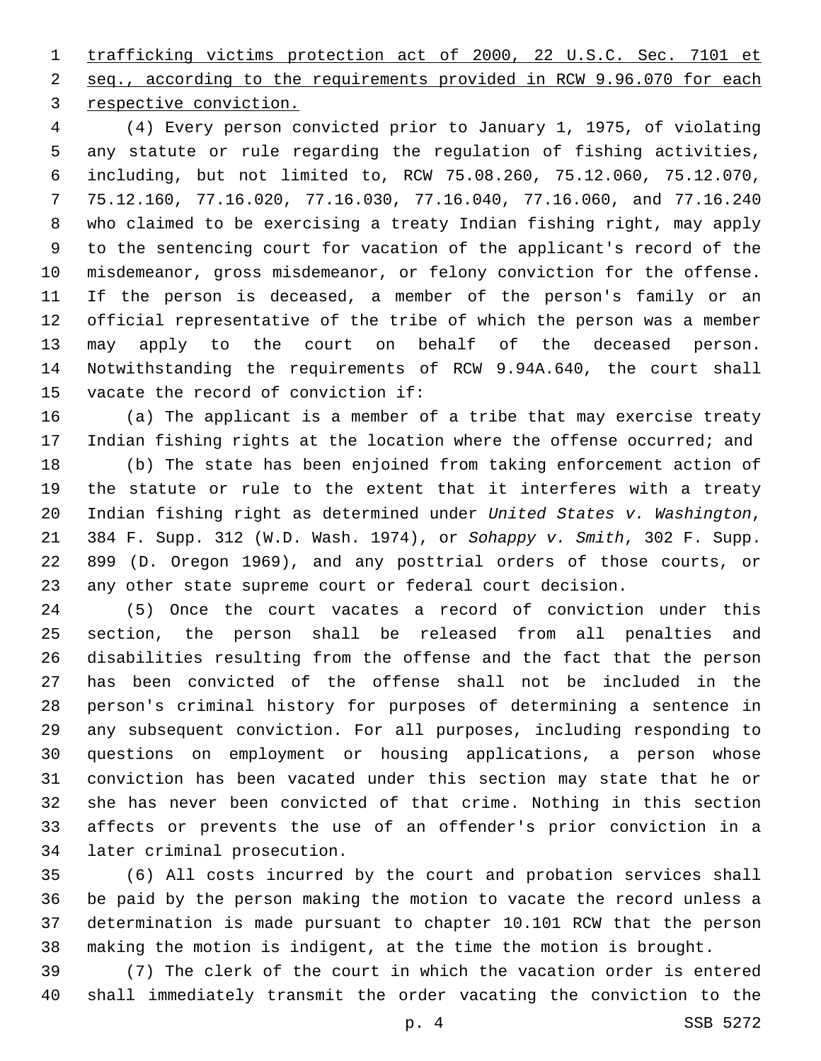trafficking victims protection act of 2000, 22 U.S.C. Sec. 7101 et seq., according to the requirements provided in RCW 9.96.070 for each respective conviction.

(4) Every person convicted prior to January 1, 1975, of violating any statute or rule regarding the regulation of fishing activities, including, but not limited to, RCW 75.08.260, 75.12.060, 75.12.070, 75.12.160, 77.16.020, 77.16.030, 77.16.040, 77.16.060, and 77.16.240 who claimed to be exercising a treaty Indian fishing right, may apply to the sentencing court for vacation of the applicant's record of the misdemeanor, gross misdemeanor, or felony conviction for the offense. If the person is deceased, a member of the person's family or an official representative of the tribe of which the person was a member may apply to the court on behalf of the deceased person. Notwithstanding the requirements of RCW 9.94A.640, the court shall vacate the record of conviction if:

(a) The applicant is a member of a tribe that may exercise treaty Indian fishing rights at the location where the offense occurred; and

(b) The state has been enjoined from taking enforcement action of the statute or rule to the extent that it interferes with a treaty Indian fishing right as determined under *United States v. Washington*, 384 F. Supp. 312 (W.D. Wash. 1974), or *Sohappy v. Smith*, 302 F. Supp. 899 (D. Oregon 1969), and any posttrial orders of those courts, or any other state supreme court or federal court decision.

(5) Once the court vacates a record of conviction under this section, the person shall be released from all penalties and disabilities resulting from the offense and the fact that the person has been convicted of the offense shall not be included in the person's criminal history for purposes of determining a sentence in any subsequent conviction. For all purposes, including responding to questions on employment or housing applications, a person whose conviction has been vacated under this section may state that he or she has never been convicted of that crime. Nothing in this section affects or prevents the use of an offender's prior conviction in a later criminal prosecution.

(6) All costs incurred by the court and probation services shall be paid by the person making the motion to vacate the record unless a determination is made pursuant to chapter 10.101 RCW that the person making the motion is indigent, at the time the motion is brought.

(7) The clerk of the court in which the vacation order is entered shall immediately transmit the order vacating the conviction to the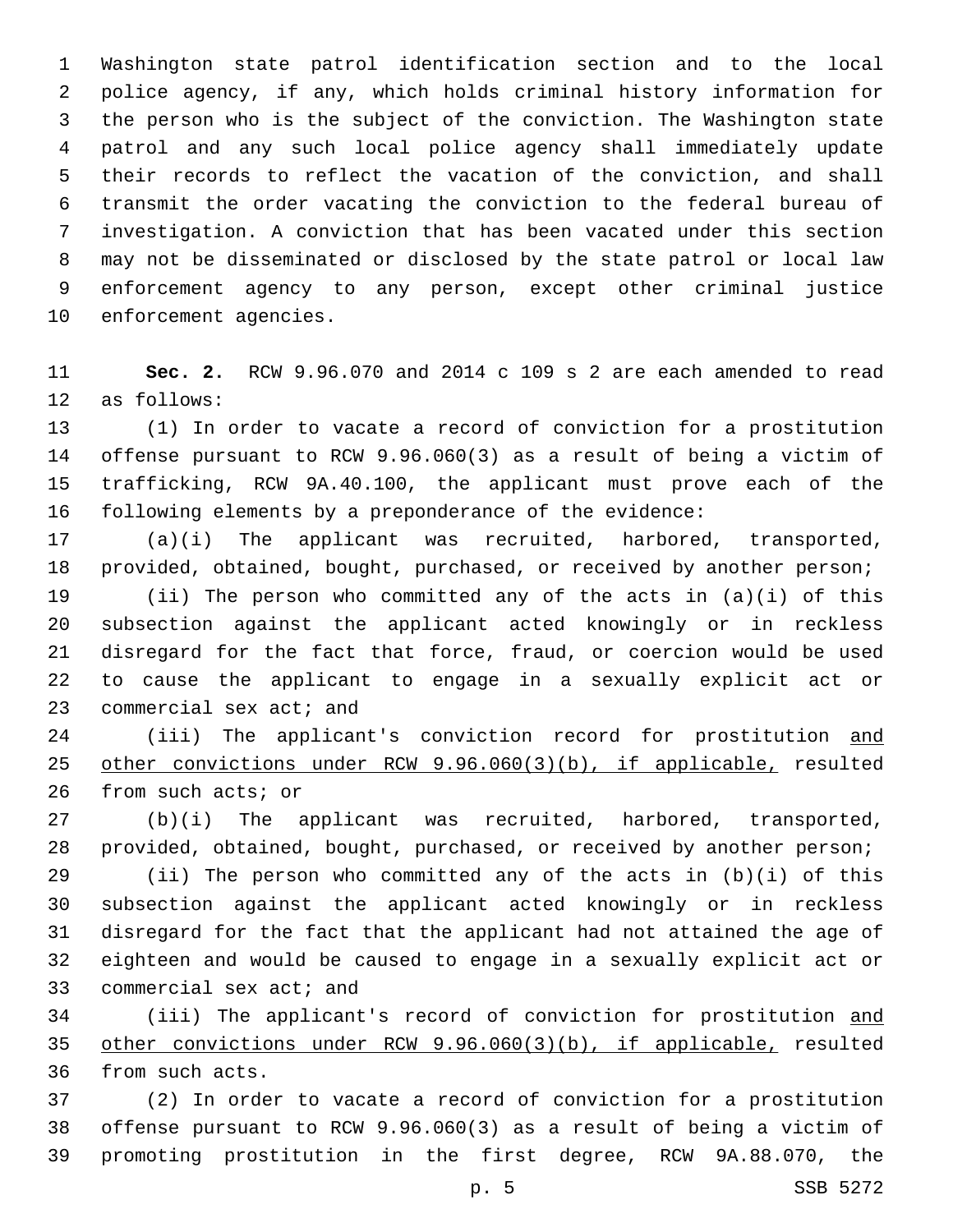Washington state patrol identification section and to the local police agency, if any, which holds criminal history information for the person who is the subject of the conviction. The Washington state patrol and any such local police agency shall immediately update their records to reflect the vacation of the conviction, and shall transmit the order vacating the conviction to the federal bureau of investigation. A conviction that has been vacated under this section may not be disseminated or disclosed by the state patrol or local law enforcement agency to any person, except other criminal justice enforcement agencies.

**Sec. 2.** RCW 9.96.070 and 2014 c 109 s 2 are each amended to read as follows:

(1) In order to vacate a record of conviction for a prostitution offense pursuant to RCW 9.96.060(3) as a result of being a victim of trafficking, RCW 9A.40.100, the applicant must prove each of the following elements by a preponderance of the evidence:

(a)(i) The applicant was recruited, harbored, transported, provided, obtained, bought, purchased, or received by another person;

(ii) The person who committed any of the acts in (a)(i) of this subsection against the applicant acted knowingly or in reckless disregard for the fact that force, fraud, or coercion would be used to cause the applicant to engage in a sexually explicit act or commercial sex act; and

(iii) The applicant's conviction record for prostitution <u>and other convictions under RCW 9.96.060(3)(b), if applicable,</u> resulted from such acts; or

(b)(i) The applicant was recruited, harbored, transported, provided, obtained, bought, purchased, or received by another person;

(ii) The person who committed any of the acts in (b)(i) of this subsection against the applicant acted knowingly or in reckless disregard for the fact that the applicant had not attained the age of eighteen and would be caused to engage in a sexually explicit act or commercial sex act; and

(iii) The applicant's record of conviction for prostitution <u>and other convictions under RCW 9.96.060(3)(b), if applicable,</u> resulted from such acts.

(2) In order to vacate a record of conviction for a prostitution offense pursuant to RCW 9.96.060(3) as a result of being a victim of promoting prostitution in the first degree, RCW 9A.88.070, the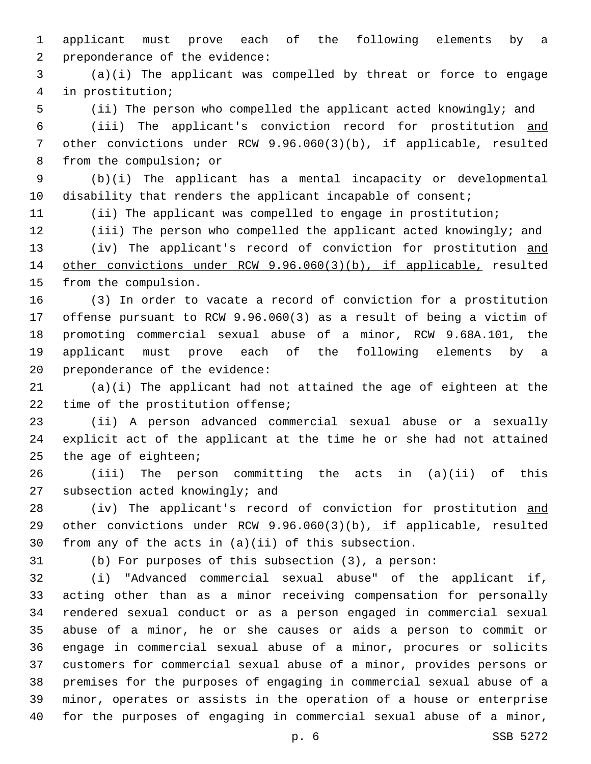applicant must prove each of the following elements by a preponderance of the evidence:

(a)(i) The applicant was compelled by threat or force to engage in prostitution;

(ii) The person who compelled the applicant acted knowingly; and

(iii) The applicant's conviction record for prostitution and other convictions under RCW 9.96.060(3)(b), if applicable, resulted from the compulsion; or

(b)(i) The applicant has a mental incapacity or developmental disability that renders the applicant incapable of consent;

(ii) The applicant was compelled to engage in prostitution;

(iii) The person who compelled the applicant acted knowingly; and

(iv) The applicant's record of conviction for prostitution and other convictions under RCW 9.96.060(3)(b), if applicable, resulted from the compulsion.

(3) In order to vacate a record of conviction for a prostitution offense pursuant to RCW 9.96.060(3) as a result of being a victim of promoting commercial sexual abuse of a minor, RCW 9.68A.101, the applicant must prove each of the following elements by a preponderance of the evidence:

(a)(i) The applicant had not attained the age of eighteen at the time of the prostitution offense;

(ii) A person advanced commercial sexual abuse or a sexually explicit act of the applicant at the time he or she had not attained the age of eighteen;

(iii) The person committing the acts in (a)(ii) of this subsection acted knowingly; and

(iv) The applicant's record of conviction for prostitution and other convictions under RCW 9.96.060(3)(b), if applicable, resulted from any of the acts in (a)(ii) of this subsection.

(b) For purposes of this subsection (3), a person:

(i) "Advanced commercial sexual abuse" of the applicant if, acting other than as a minor receiving compensation for personally rendered sexual conduct or as a person engaged in commercial sexual abuse of a minor, he or she causes or aids a person to commit or engage in commercial sexual abuse of a minor, procures or solicits customers for commercial sexual abuse of a minor, provides persons or premises for the purposes of engaging in commercial sexual abuse of a minor, operates or assists in the operation of a house or enterprise for the purposes of engaging in commercial sexual abuse of a minor,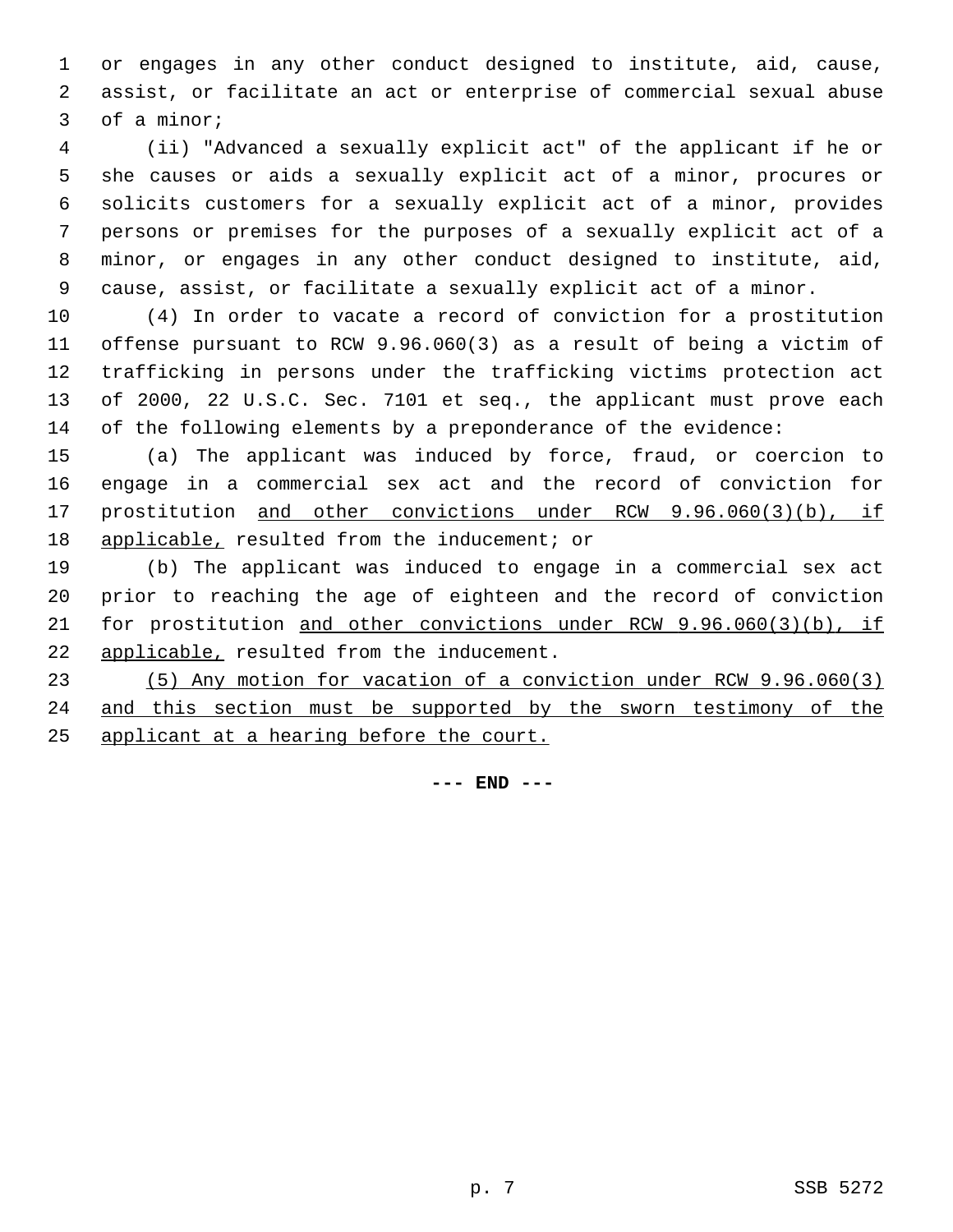or engages in any other conduct designed to institute, aid, cause, assist, or facilitate an act or enterprise of commercial sexual abuse of a minor;

(ii) "Advanced a sexually explicit act" of the applicant if he or she causes or aids a sexually explicit act of a minor, procures or solicits customers for a sexually explicit act of a minor, provides persons or premises for the purposes of a sexually explicit act of a minor, or engages in any other conduct designed to institute, aid, cause, assist, or facilitate a sexually explicit act of a minor.

(4) In order to vacate a record of conviction for a prostitution offense pursuant to RCW 9.96.060(3) as a result of being a victim of trafficking in persons under the trafficking victims protection act of 2000, 22 U.S.C. Sec. 7101 et seq., the applicant must prove each of the following elements by a preponderance of the evidence:

(a) The applicant was induced by force, fraud, or coercion to engage in a commercial sex act and the record of conviction for prostitution <u>and other convictions under RCW 9.96.060(3)(b), if applicable,</u> resulted from the inducement; or

(b) The applicant was induced to engage in a commercial sex act prior to reaching the age of eighteen and the record of conviction for prostitution <u>and other convictions under RCW 9.96.060(3)(b), if applicable,</u> resulted from the inducement.

<u>(5) Any motion for vacation of a conviction under RCW 9.96.060(3) and this section must be supported by the sworn testimony of the applicant at a hearing before the court.</u>

**--- END ---**